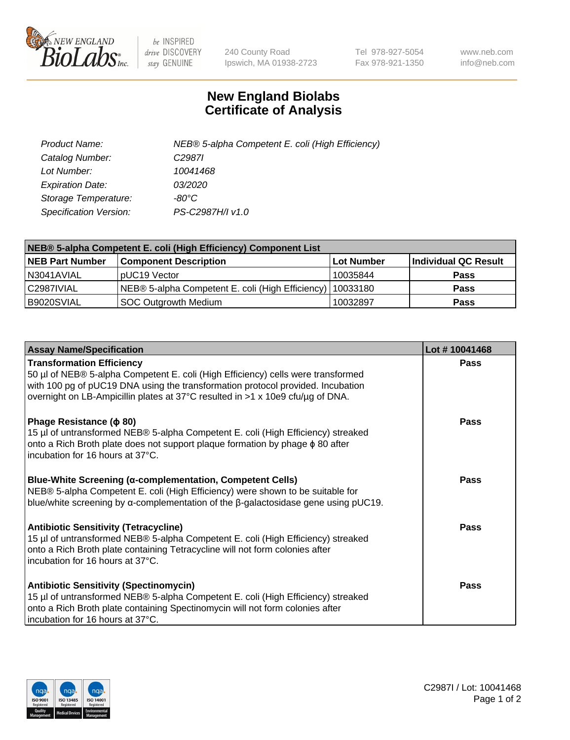240 County Road
Ipswich, MA 01938-2723

Tel 978-927-5054
Fax 978-921-1350

www.neb.com
info@neb.com

# New England Biolabs
# Certificate of Analysis

| | |
|---|---|
| *Product Name:* | *NEB® 5-alpha Competent E. coli (High Efficiency)* |
| *Catalog Number:* | *C2987I* |
| *Lot Number:* | *10041468* |
| *Expiration Date:* | *03/2020* |
| *Storage Temperature:* | *-80°C* |
| *Specification Version:* | *PS-C2987H/I v1.0* |

| NEB® 5-alpha Competent E. coli (High Efficiency) Component List | | | |
|---|---|---|---|
| **NEB Part Number** | **Component Description** | **Lot Number** | **Individual QC Result** |
| N3041AVIAL | pUC19 Vector | 10035844 | **Pass** |
| C2987IVIAL | NEB® 5-alpha Competent E. coli (High Efficiency) | 10033180 | **Pass** |
| B9020SVIAL | SOC Outgrowth Medium | 10032897 | **Pass** |

| Assay Name/Specification | Lot # 10041468 |
|---|---|
| **Transformation Efficiency**<br>50 µl of NEB® 5-alpha Competent E. coli (High Efficiency) cells were transformed with 100 pg of pUC19 DNA using the transformation protocol provided. Incubation overnight on LB-Ampicillin plates at 37°C resulted in >1 x 10e9 cfu/µg of DNA. | **Pass** |
| **Phage Resistance (ϕ 80)**<br>15 µl of untransformed NEB® 5-alpha Competent E. coli (High Efficiency) streaked onto a Rich Broth plate does not support plaque formation by phage ϕ 80 after incubation for 16 hours at 37°C. | **Pass** |
| **Blue-White Screening (α-complementation, Competent Cells)**<br>NEB® 5-alpha Competent E. coli (High Efficiency) were shown to be suitable for blue/white screening by α-complementation of the β-galactosidase gene using pUC19. | **Pass** |
| **Antibiotic Sensitivity (Tetracycline)**<br>15 µl of untransformed NEB® 5-alpha Competent E. coli (High Efficiency) streaked onto a Rich Broth plate containing Tetracycline will not form colonies after incubation for 16 hours at 37°C. | **Pass** |
| **Antibiotic Sensitivity (Spectinomycin)**<br>15 µl of untransformed NEB® 5-alpha Competent E. coli (High Efficiency) streaked onto a Rich Broth plate containing Spectinomycin will not form colonies after incubation for 16 hours at 37°C. | **Pass** |

C2987I / Lot: 10041468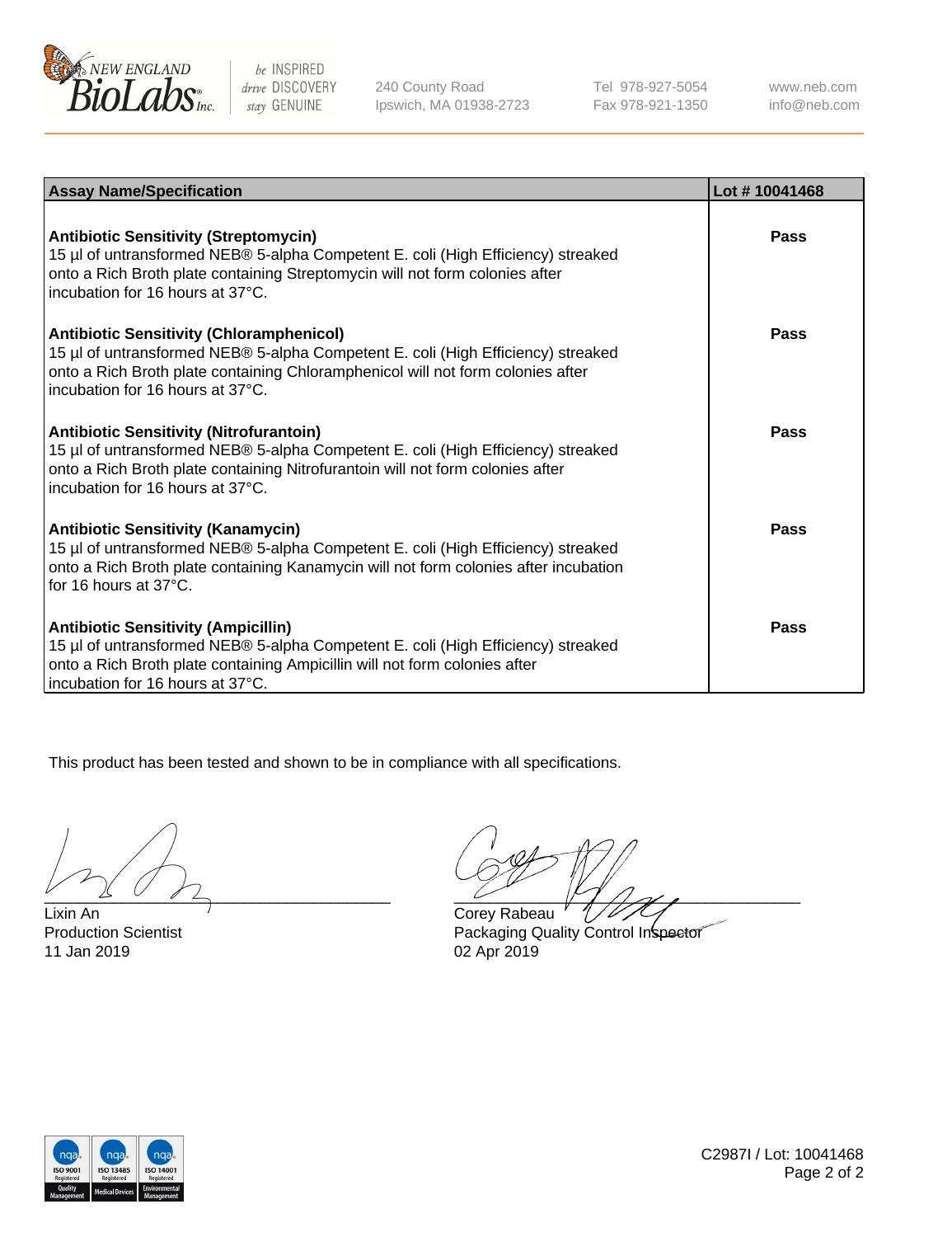| Assay Name/Specification | Lot # 10041468 |
|---|---|
| **Antibiotic Sensitivity (Streptomycin)**<br>15 µl of untransformed NEB® 5-alpha Competent E. coli (High Efficiency) streaked onto a Rich Broth plate containing Streptomycin will not form colonies after incubation for 16 hours at 37°C. | **Pass** |
| **Antibiotic Sensitivity (Chloramphenicol)**<br>15 µl of untransformed NEB® 5-alpha Competent E. coli (High Efficiency) streaked onto a Rich Broth plate containing Chloramphenicol will not form colonies after incubation for 16 hours at 37°C. | **Pass** |
| **Antibiotic Sensitivity (Nitrofurantoin)**<br>15 µl of untransformed NEB® 5-alpha Competent E. coli (High Efficiency) streaked onto a Rich Broth plate containing Nitrofurantoin will not form colonies after incubation for 16 hours at 37°C. | **Pass** |
| **Antibiotic Sensitivity (Kanamycin)**<br>15 µl of untransformed NEB® 5-alpha Competent E. coli (High Efficiency) streaked onto a Rich Broth plate containing Kanamycin will not form colonies after incubation for 16 hours at 37°C. | **Pass** |
| **Antibiotic Sensitivity (Ampicillin)**<br>15 µl of untransformed NEB® 5-alpha Competent E. coli (High Efficiency) streaked onto a Rich Broth plate containing Ampicillin will not form colonies after incubation for 16 hours at 37°C. | **Pass** |

This product has been tested and shown to be in compliance with all specifications.

Lixin An
Production Scientist
11 Jan 2019

Corey Rabeau
Packaging Quality Control Inspector
02 Apr 2019

C2987I / Lot: 10041468